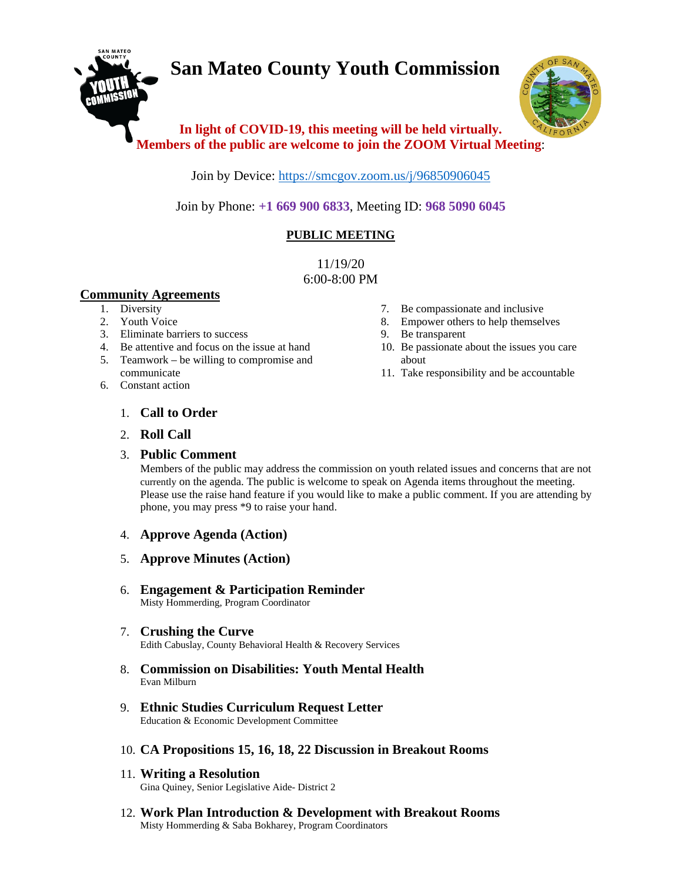# San Mateo County Youth Commission

**In light of COVID-19, this meeting will be held virtually.**
**Members of the public are welcome to join the ZOOM Virtual Meeting**:

Join by Device: https://smcgov.zoom.us/j/96850906045

Join by Phone: **+1 669 900 6833**, Meeting ID: **968 5090 6045**

**PUBLIC MEETING**

11/19/20
6:00-8:00 PM

## Community Agreements

1. Diversity
2. Youth Voice
3. Eliminate barriers to success
4. Be attentive and focus on the issue at hand
5. Teamwork – be willing to compromise and communicate
6. Constant action
7. Be compassionate and inclusive
8. Empower others to help themselves
9. Be transparent
10. Be passionate about the issues you care about
11. Take responsibility and be accountable

1. **Call to Order**
2. **Roll Call**
3. **Public Comment**
   Members of the public may address the commission on youth related issues and concerns that are not currently on the agenda. The public is welcome to speak on Agenda items throughout the meeting. Please use the raise hand feature if you would like to make a public comment. If you are attending by phone, you may press *9 to raise your hand.
4. **Approve Agenda (Action)**
5. **Approve Minutes (Action)**
6. **Engagement & Participation Reminder**
   Misty Hommerding, Program Coordinator
7. **Crushing the Curve**
   Edith Cabuslay, County Behavioral Health & Recovery Services
8. **Commission on Disabilities: Youth Mental Health**
   Evan Milburn
9. **Ethnic Studies Curriculum Request Letter**
   Education & Economic Development Committee
10. **CA Propositions 15, 16, 18, 22 Discussion in Breakout Rooms**
11. **Writing a Resolution**
    Gina Quiney, Senior Legislative Aide- District 2
12. **Work Plan Introduction & Development with Breakout Rooms**
    Misty Hommerding & Saba Bokharey, Program Coordinators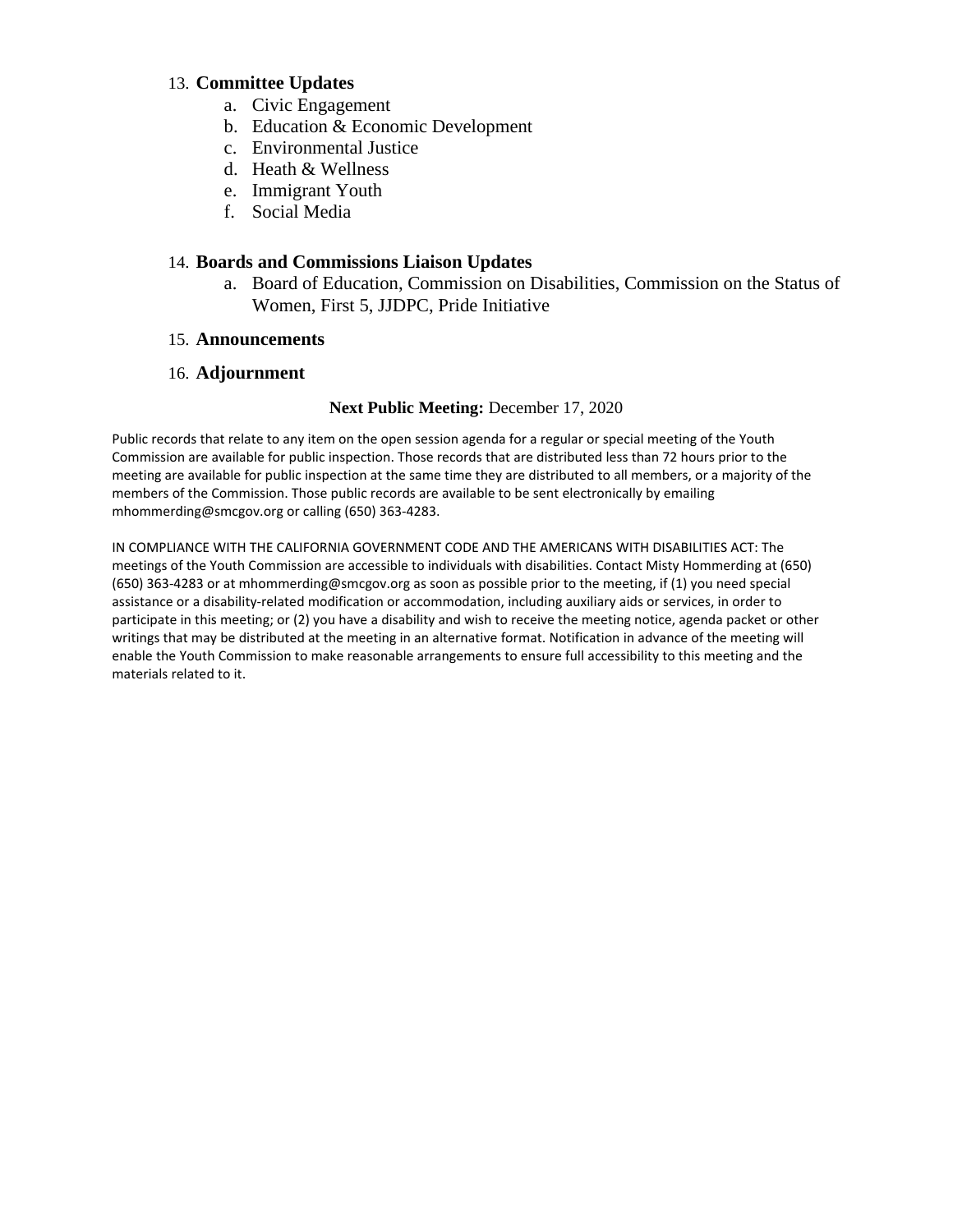13. **Committee Updates**
    a. Civic Engagement
    b. Education & Economic Development
    c. Environmental Justice
    d. Heath & Wellness
    e. Immigrant Youth
    f. Social Media

14. **Boards and Commissions Liaison Updates**
    a. Board of Education, Commission on Disabilities, Commission on the Status of Women, First 5, JJDPC, Pride Initiative

15. **Announcements**

16. **Adjournment**

**Next Public Meeting:** December 17, 2020

Public records that relate to any item on the open session agenda for a regular or special meeting of the Youth Commission are available for public inspection. Those records that are distributed less than 72 hours prior to the meeting are available for public inspection at the same time they are distributed to all members, or a majority of the members of the Commission. Those public records are available to be sent electronically by emailing mhommerding@smcgov.org or calling (650) 363-4283.

IN COMPLIANCE WITH THE CALIFORNIA GOVERNMENT CODE AND THE AMERICANS WITH DISABILITIES ACT: The meetings of the Youth Commission are accessible to individuals with disabilities. Contact Misty Hommerding at (650) (650) 363-4283 or at mhommerding@smcgov.org as soon as possible prior to the meeting, if (1) you need special assistance or a disability-related modification or accommodation, including auxiliary aids or services, in order to participate in this meeting; or (2) you have a disability and wish to receive the meeting notice, agenda packet or other writings that may be distributed at the meeting in an alternative format. Notification in advance of the meeting will enable the Youth Commission to make reasonable arrangements to ensure full accessibility to this meeting and the materials related to it.